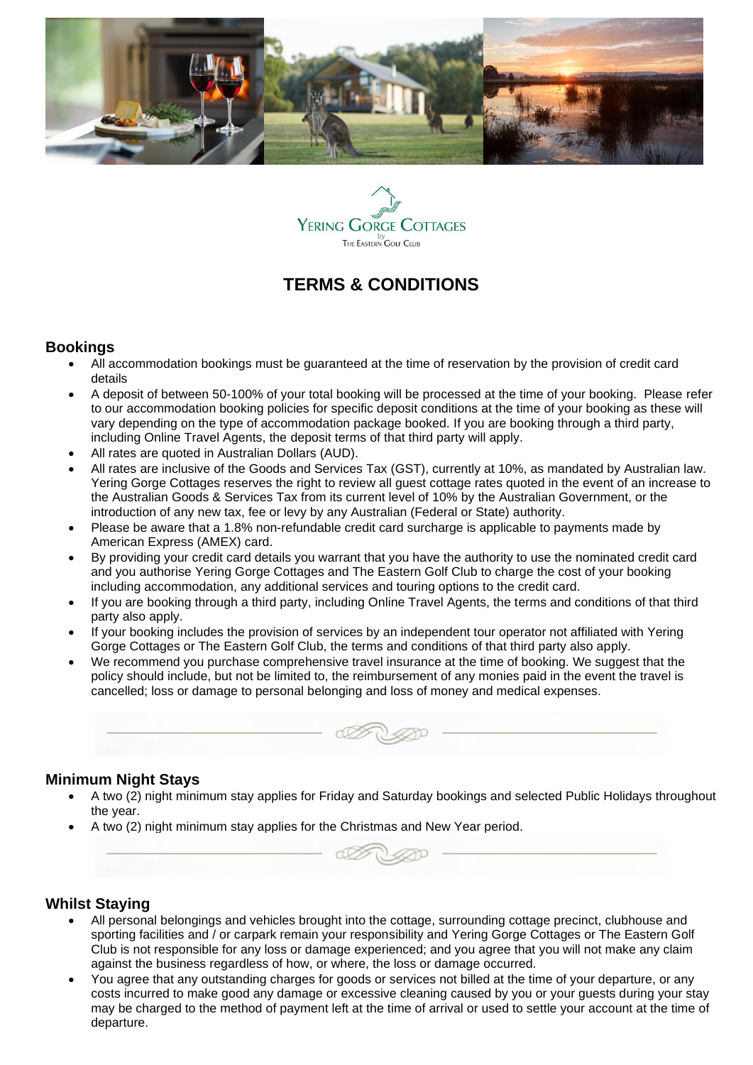Yering Gorge Cottages by The Eastern Golf Club

# TERMS & CONDITIONS

## Bookings

- All accommodation bookings must be guaranteed at the time of reservation by the provision of credit card details
- A deposit of between 50-100% of your total booking will be processed at the time of your booking. Please refer to our accommodation booking policies for specific deposit conditions at the time of your booking as these will vary depending on the type of accommodation package booked. If you are booking through a third party, including Online Travel Agents, the deposit terms of that third party will apply.
- All rates are quoted in Australian Dollars (AUD).
- All rates are inclusive of the Goods and Services Tax (GST), currently at 10%, as mandated by Australian law. Yering Gorge Cottages reserves the right to review all guest cottage rates quoted in the event of an increase to the Australian Goods & Services Tax from its current level of 10% by the Australian Government, or the introduction of any new tax, fee or levy by any Australian (Federal or State) authority.
- Please be aware that a 1.8% non-refundable credit card surcharge is applicable to payments made by American Express (AMEX) card.
- By providing your credit card details you warrant that you have the authority to use the nominated credit card and you authorise Yering Gorge Cottages and The Eastern Golf Club to charge the cost of your booking including accommodation, any additional services and touring options to the credit card.
- If you are booking through a third party, including Online Travel Agents, the terms and conditions of that third party also apply.
- If your booking includes the provision of services by an independent tour operator not affiliated with Yering Gorge Cottages or The Eastern Golf Club, the terms and conditions of that third party also apply.
- We recommend you purchase comprehensive travel insurance at the time of booking. We suggest that the policy should include, but not be limited to, the reimbursement of any monies paid in the event the travel is cancelled; loss or damage to personal belonging and loss of money and medical expenses.

## Minimum Night Stays

- A two (2) night minimum stay applies for Friday and Saturday bookings and selected Public Holidays throughout the year.
- A two (2) night minimum stay applies for the Christmas and New Year period.

## Whilst Staying

- All personal belongings and vehicles brought into the cottage, surrounding cottage precinct, clubhouse and sporting facilities and / or carpark remain your responsibility and Yering Gorge Cottages or The Eastern Golf Club is not responsible for any loss or damage experienced; and you agree that you will not make any claim against the business regardless of how, or where, the loss or damage occurred.
- You agree that any outstanding charges for goods or services not billed at the time of your departure, or any costs incurred to make good any damage or excessive cleaning caused by you or your guests during your stay may be charged to the method of payment left at the time of arrival or used to settle your account at the time of departure.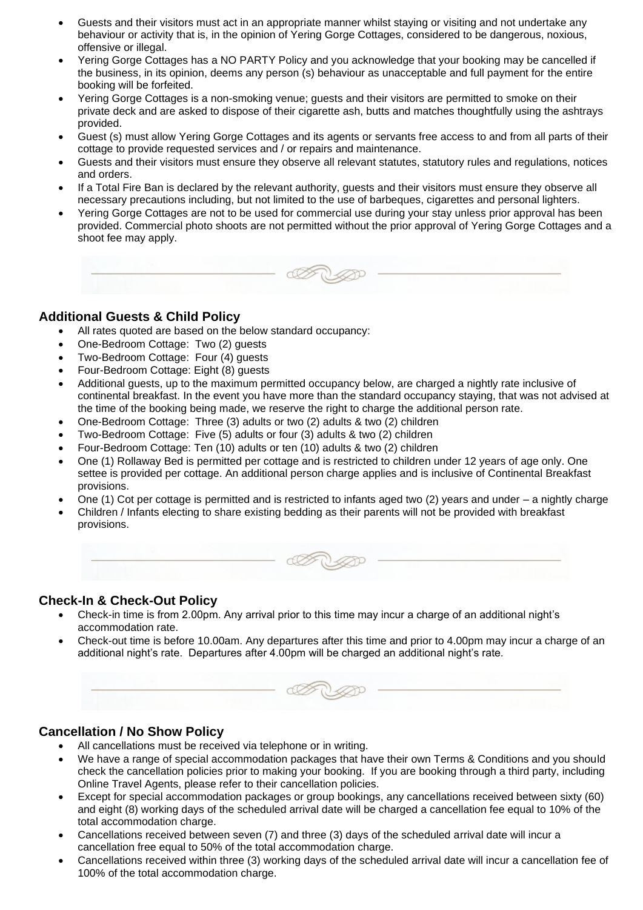- Guests and their visitors must act in an appropriate manner whilst staying or visiting and not undertake any behaviour or activity that is, in the opinion of Yering Gorge Cottages, considered to be dangerous, noxious, offensive or illegal.
- Yering Gorge Cottages has a NO PARTY Policy and you acknowledge that your booking may be cancelled if the business, in its opinion, deems any person (s) behaviour as unacceptable and full payment for the entire booking will be forfeited.
- Yering Gorge Cottages is a non-smoking venue; guests and their visitors are permitted to smoke on their private deck and are asked to dispose of their cigarette ash, butts and matches thoughtfully using the ashtrays provided.
- Guest (s) must allow Yering Gorge Cottages and its agents or servants free access to and from all parts of their cottage to provide requested services and / or repairs and maintenance.
- Guests and their visitors must ensure they observe all relevant statutes, statutory rules and regulations, notices and orders.
- If a Total Fire Ban is declared by the relevant authority, guests and their visitors must ensure they observe all necessary precautions including, but not limited to the use of barbeques, cigarettes and personal lighters.
- Yering Gorge Cottages are not to be used for commercial use during your stay unless prior approval has been provided. Commercial photo shoots are not permitted without the prior approval of Yering Gorge Cottages and a shoot fee may apply.

## Additional Guests & Child Policy

- All rates quoted are based on the below standard occupancy:
- One-Bedroom Cottage: Two (2) guests
- Two-Bedroom Cottage: Four (4) guests
- Four-Bedroom Cottage: Eight (8) guests
- Additional guests, up to the maximum permitted occupancy below, are charged a nightly rate inclusive of continental breakfast. In the event you have more than the standard occupancy staying, that was not advised at the time of the booking being made, we reserve the right to charge the additional person rate.
- One-Bedroom Cottage: Three (3) adults or two (2) adults & two (2) children
- Two-Bedroom Cottage: Five (5) adults or four (3) adults & two (2) children
- Four-Bedroom Cottage: Ten (10) adults or ten (10) adults & two (2) children
- One (1) Rollaway Bed is permitted per cottage and is restricted to children under 12 years of age only. One settee is provided per cottage. An additional person charge applies and is inclusive of Continental Breakfast provisions.
- One (1) Cot per cottage is permitted and is restricted to infants aged two (2) years and under – a nightly charge
- Children / Infants electing to share existing bedding as their parents will not be provided with breakfast provisions.

## Check-In & Check-Out Policy

- Check-in time is from 2.00pm. Any arrival prior to this time may incur a charge of an additional night's accommodation rate.
- Check-out time is before 10.00am. Any departures after this time and prior to 4.00pm may incur a charge of an additional night's rate. Departures after 4.00pm will be charged an additional night's rate.

## Cancellation / No Show Policy

- All cancellations must be received via telephone or in writing.
- We have a range of special accommodation packages that have their own Terms & Conditions and you should check the cancellation policies prior to making your booking. If you are booking through a third party, including Online Travel Agents, please refer to their cancellation policies.
- Except for special accommodation packages or group bookings, any cancellations received between sixty (60) and eight (8) working days of the scheduled arrival date will be charged a cancellation fee equal to 10% of the total accommodation charge.
- Cancellations received between seven (7) and three (3) days of the scheduled arrival date will incur a cancellation free equal to 50% of the total accommodation charge.
- Cancellations received within three (3) working days of the scheduled arrival date will incur a cancellation fee of 100% of the total accommodation charge.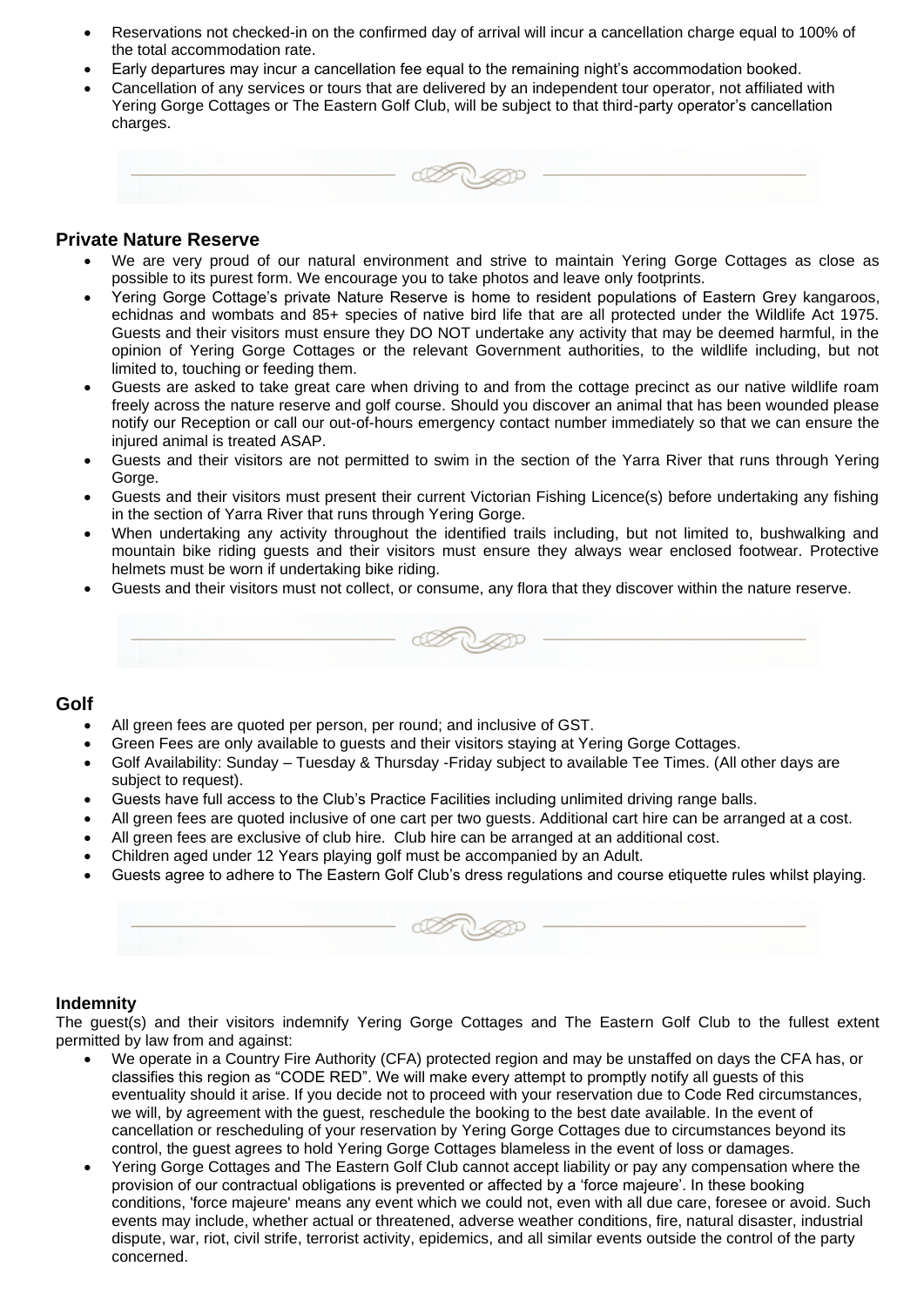- Reservations not checked-in on the confirmed day of arrival will incur a cancellation charge equal to 100% of the total accommodation rate.
- Early departures may incur a cancellation fee equal to the remaining night's accommodation booked.
- Cancellation of any services or tours that are delivered by an independent tour operator, not affiliated with Yering Gorge Cottages or The Eastern Golf Club, will be subject to that third-party operator's cancellation charges.

## Private Nature Reserve

- We are very proud of our natural environment and strive to maintain Yering Gorge Cottages as close as possible to its purest form. We encourage you to take photos and leave only footprints.
- Yering Gorge Cottage's private Nature Reserve is home to resident populations of Eastern Grey kangaroos, echidnas and wombats and 85+ species of native bird life that are all protected under the Wildlife Act 1975. Guests and their visitors must ensure they DO NOT undertake any activity that may be deemed harmful, in the opinion of Yering Gorge Cottages or the relevant Government authorities, to the wildlife including, but not limited to, touching or feeding them.
- Guests are asked to take great care when driving to and from the cottage precinct as our native wildlife roam freely across the nature reserve and golf course. Should you discover an animal that has been wounded please notify our Reception or call our out-of-hours emergency contact number immediately so that we can ensure the injured animal is treated ASAP.
- Guests and their visitors are not permitted to swim in the section of the Yarra River that runs through Yering Gorge.
- Guests and their visitors must present their current Victorian Fishing Licence(s) before undertaking any fishing in the section of Yarra River that runs through Yering Gorge.
- When undertaking any activity throughout the identified trails including, but not limited to, bushwalking and mountain bike riding guests and their visitors must ensure they always wear enclosed footwear. Protective helmets must be worn if undertaking bike riding.
- Guests and their visitors must not collect, or consume, any flora that they discover within the nature reserve.

## Golf

- All green fees are quoted per person, per round; and inclusive of GST.
- Green Fees are only available to guests and their visitors staying at Yering Gorge Cottages.
- Golf Availability: Sunday – Tuesday & Thursday -Friday subject to available Tee Times. (All other days are subject to request).
- Guests have full access to the Club's Practice Facilities including unlimited driving range balls.
- All green fees are quoted inclusive of one cart per two guests. Additional cart hire can be arranged at a cost.
- All green fees are exclusive of club hire. Club hire can be arranged at an additional cost.
- Children aged under 12 Years playing golf must be accompanied by an Adult.
- Guests agree to adhere to The Eastern Golf Club's dress regulations and course etiquette rules whilst playing.

## Indemnity

The guest(s) and their visitors indemnify Yering Gorge Cottages and The Eastern Golf Club to the fullest extent permitted by law from and against:

- We operate in a Country Fire Authority (CFA) protected region and may be unstaffed on days the CFA has, or classifies this region as "CODE RED". We will make every attempt to promptly notify all guests of this eventuality should it arise. If you decide not to proceed with your reservation due to Code Red circumstances, we will, by agreement with the guest, reschedule the booking to the best date available. In the event of cancellation or rescheduling of your reservation by Yering Gorge Cottages due to circumstances beyond its control, the guest agrees to hold Yering Gorge Cottages blameless in the event of loss or damages.
- Yering Gorge Cottages and The Eastern Golf Club cannot accept liability or pay any compensation where the provision of our contractual obligations is prevented or affected by a 'force majeure'. In these booking conditions, 'force majeure' means any event which we could not, even with all due care, foresee or avoid. Such events may include, whether actual or threatened, adverse weather conditions, fire, natural disaster, industrial dispute, war, riot, civil strife, terrorist activity, epidemics, and all similar events outside the control of the party concerned.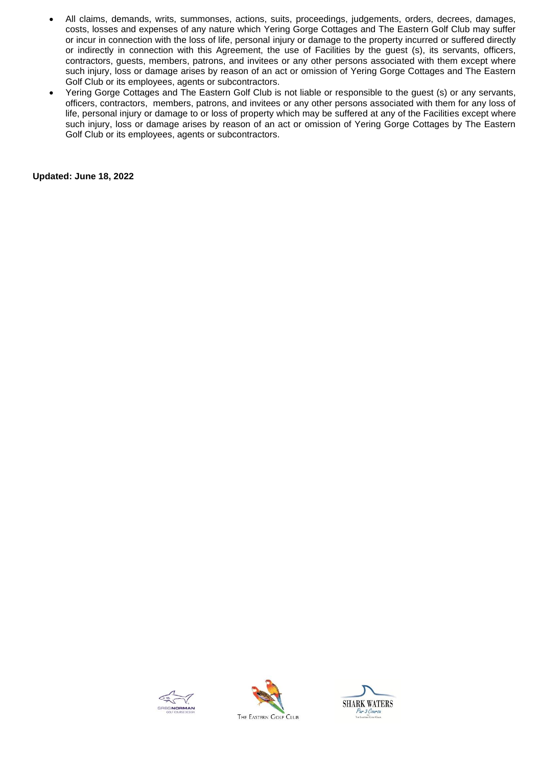- All claims, demands, writs, summonses, actions, suits, proceedings, judgements, orders, decrees, damages, costs, losses and expenses of any nature which Yering Gorge Cottages and The Eastern Golf Club may suffer or incur in connection with the loss of life, personal injury or damage to the property incurred or suffered directly or indirectly in connection with this Agreement, the use of Facilities by the guest (s), its servants, officers, contractors, guests, members, patrons, and invitees or any other persons associated with them except where such injury, loss or damage arises by reason of an act or omission of Yering Gorge Cottages and The Eastern Golf Club or its employees, agents or subcontractors.
- Yering Gorge Cottages and The Eastern Golf Club is not liable or responsible to the guest (s) or any servants, officers, contractors, members, patrons, and invitees or any other persons associated with them for any loss of life, personal injury or damage to or loss of property which may be suffered at any of the Facilities except where such injury, loss or damage arises by reason of an act or omission of Yering Gorge Cottages by The Eastern Golf Club or its employees, agents or subcontractors.

**Updated: June 18, 2022**